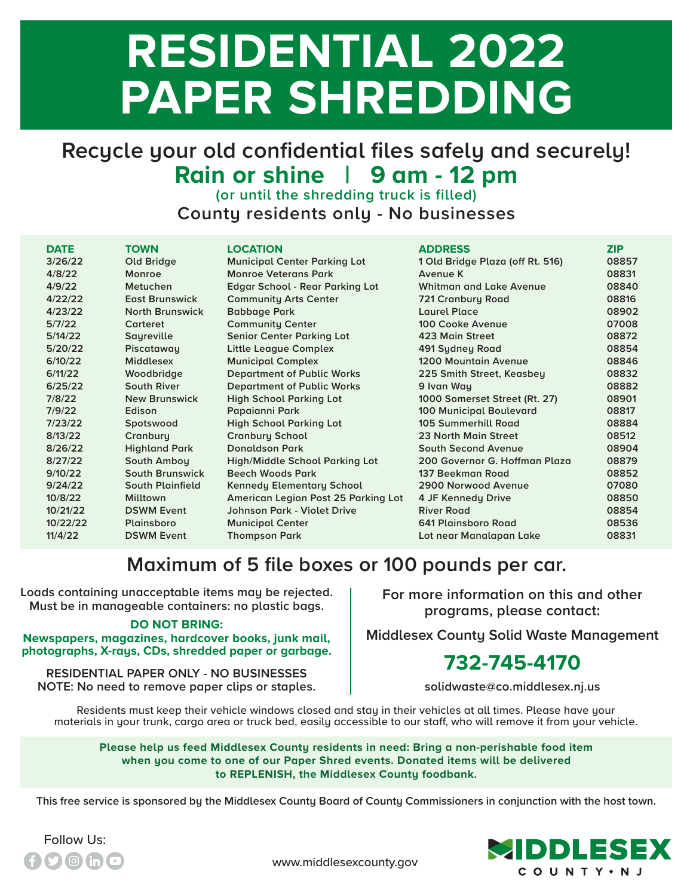# RESIDENTIAL 2022 PAPER SHREDDING

## Recycle your old confidential files safely and securely!

**Rain or shine | 9 am - 12 pm**

(or until the shredding truck is filled)

**County residents only - No businesses**

| DATE | TOWN | LOCATION | ADDRESS | ZIP |
|---|---|---|---|---|
| 3/26/22 | Old Bridge | Municipal Center Parking Lot | 1 Old Bridge Plaza (off Rt. 516) | 08857 |
| 4/8/22 | Monroe | Monroe Veterans Park | Avenue K | 08831 |
| 4/9/22 | Metuchen | Edgar School - Rear Parking Lot | Whitman and Lake Avenue | 08840 |
| 4/22/22 | East Brunswick | Community Arts Center | 721 Cranbury Road | 08816 |
| 4/23/22 | North Brunswick | Babbage Park | Laurel Place | 08902 |
| 5/7/22 | Carteret | Community Center | 100 Cooke Avenue | 07008 |
| 5/14/22 | Sayreville | Senior Center Parking Lot | 423 Main Street | 08872 |
| 5/20/22 | Piscataway | Little League Complex | 491 Sydney Road | 08854 |
| 6/10/22 | Middlesex | Municipal Complex | 1200 Mountain Avenue | 08846 |
| 6/11/22 | Woodbridge | Department of Public Works | 225 Smith Street, Keasbey | 08832 |
| 6/25/22 | South River | Department of Public Works | 9 Ivan Way | 08882 |
| 7/8/22 | New Brunswick | High School Parking Lot | 1000 Somerset Street (Rt. 27) | 08901 |
| 7/9/22 | Edison | Papaianni Park | 100 Municipal Boulevard | 08817 |
| 7/23/22 | Spotswood | High School Parking Lot | 105 Summerhill Road | 08884 |
| 8/13/22 | Cranbury | Cranbury School | 23 North Main Street | 08512 |
| 8/26/22 | Highland Park | Donaldson Park | South Second Avenue | 08904 |
| 8/27/22 | South Amboy | High/Middle School Parking Lot | 200 Governor G. Hoffman Plaza | 08879 |
| 9/10/22 | South Brunswick | Beech Woods Park | 137 Beekman Road | 08852 |
| 9/24/22 | South Plainfield | Kennedy Elementary School | 2900 Norwood Avenue | 07080 |
| 10/8/22 | Milltown | American Legion Post 25 Parking Lot | 4 JF Kennedy Drive | 08850 |
| 10/21/22 | DSWM Event | Johnson Park - Violet Drive | River Road | 08854 |
| 10/22/22 | Plainsboro | Municipal Center | 641 Plainsboro Road | 08536 |
| 11/4/22 | DSWM Event | Thompson Park | Lot near Manalapan Lake | 08831 |

## Maximum of 5 file boxes or 100 pounds per car.

Loads containing unacceptable items may be rejected. Must be in manageable containers: no plastic bags.

**DO NOT BRING:**
**Newspapers, magazines, hardcover books, junk mail, photographs, X-rays, CDs, shredded paper or garbage.**

**RESIDENTIAL PAPER ONLY - NO BUSINESSES**
**NOTE: No need to remove paper clips or staples.**

For more information on this and other programs, please contact:

Middlesex County Solid Waste Management

**732-745-4170**

solidwaste@co.middlesex.nj.us

Residents must keep their vehicle windows closed and stay in their vehicles at all times. Please have your materials in your trunk, cargo area or truck bed, easily accessible to our staff, who will remove it from your vehicle.

**Please help us feed Middlesex County residents in need: Bring a non-perishable food item when you come to one of our Paper Shred events. Donated items will be delivered to REPLENISH, the Middlesex County foodbank.**

This free service is sponsored by the Middlesex County Board of County Commissioners in conjunction with the host town.

Follow Us:

www.middlesexcounty.gov

MIDDLESEX COUNTY • NJ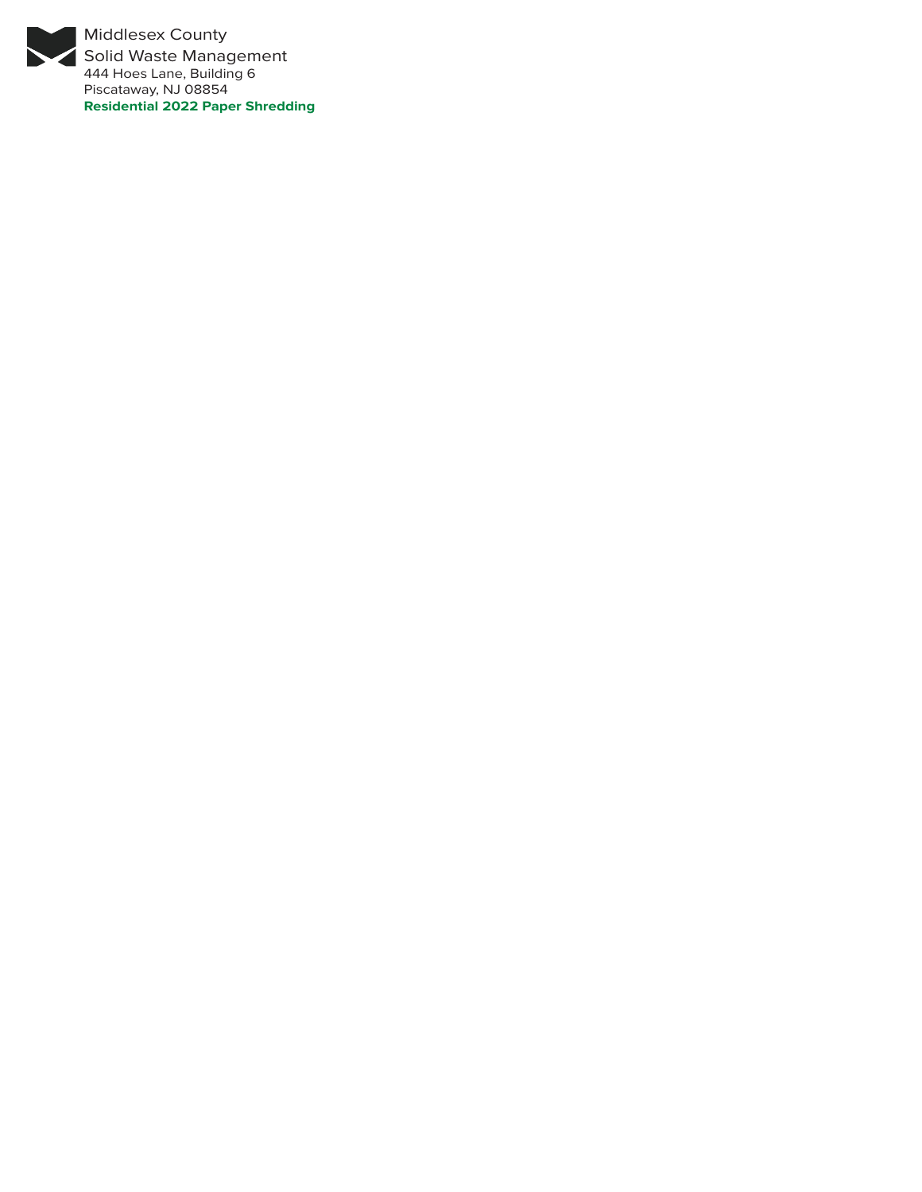Middlesex County
Solid Waste Management
444 Hoes Lane, Building 6
Piscataway, NJ 08854
**Residential 2022 Paper Shredding**